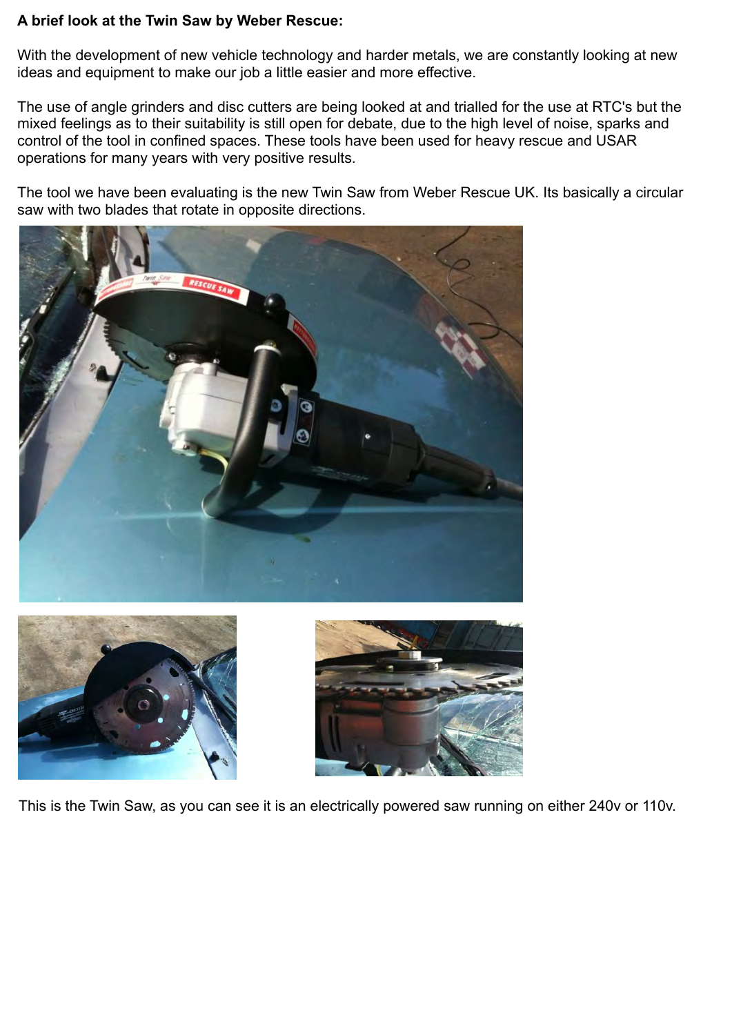**A brief look at the Twin Saw by Weber Rescue:**

With the development of new vehicle technology and harder metals, we are constantly looking at new ideas and equipment to make our job a little easier and more effective.

The use of angle grinders and disc cutters are being looked at and trialled for the use at RTC's but the mixed feelings as to their suitability is still open for debate, due to the high level of noise, sparks and control of the tool in confined spaces. These tools have been used for heavy rescue and USAR operations for many years with very positive results.

The tool we have been evaluating is the new Twin Saw from Weber Rescue UK. Its basically a circular saw with two blades that rotate in opposite directions.

This is the Twin Saw, as you can see it is an electrically powered saw running on either 240v or 110v.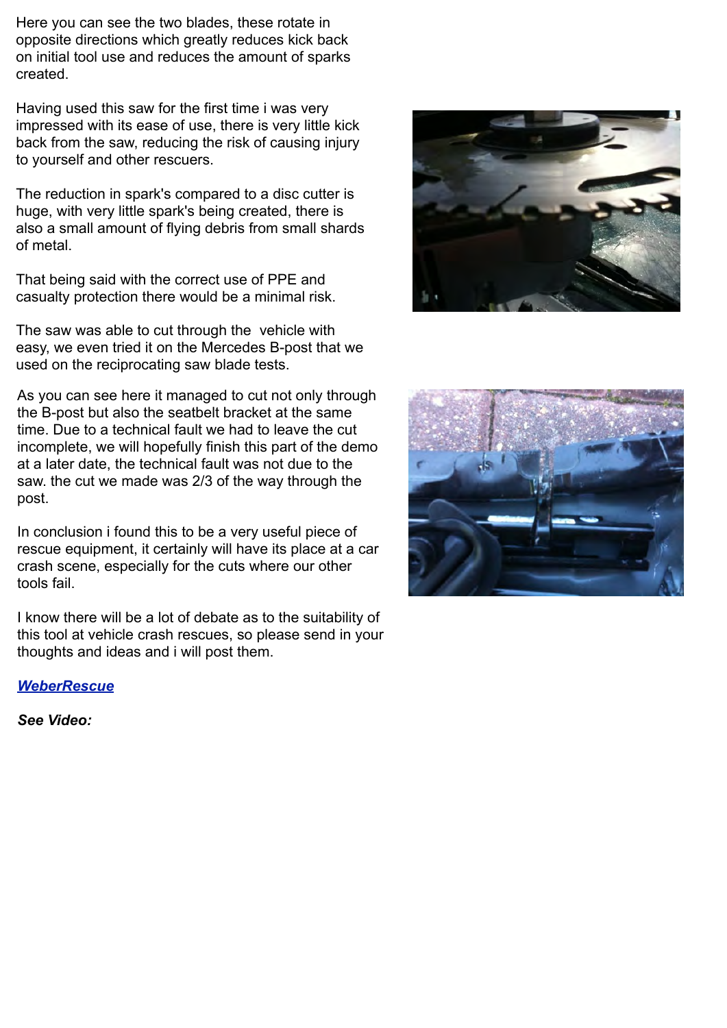Here you can see the two blades, these rotate in opposite directions which greatly reduces kick back on initial tool use and reduces the amount of sparks created.

Having used this saw for the first time i was very impressed with its ease of use, there is very little kick back from the saw, reducing the risk of causing injury to yourself and other rescuers.

The reduction in spark's compared to a disc cutter is huge, with very little spark's being created, there is also a small amount of flying debris from small shards of metal.

That being said with the correct use of PPE and casualty protection there would be a minimal risk.

The saw was able to cut through the vehicle with easy, we even tried it on the Mercedes B-post that we used on the reciprocating saw blade tests.

As you can see here it managed to cut not only through the B-post but also the seatbelt bracket at the same time. Due to a technical fault we had to leave the cut incomplete, we will hopefully finish this part of the demo at a later date, the technical fault was not due to the saw. the cut we made was 2/3 of the way through the post.

In conclusion i found this to be a very useful piece of rescue equipment, it certainly will have its place at a car crash scene, especially for the cuts where our other tools fail.

I know there will be a lot of debate as to the suitability of this tool at vehicle crash rescues, so please send in your thoughts and ideas and i will post them.

***WeberRescue***

***See Video:***